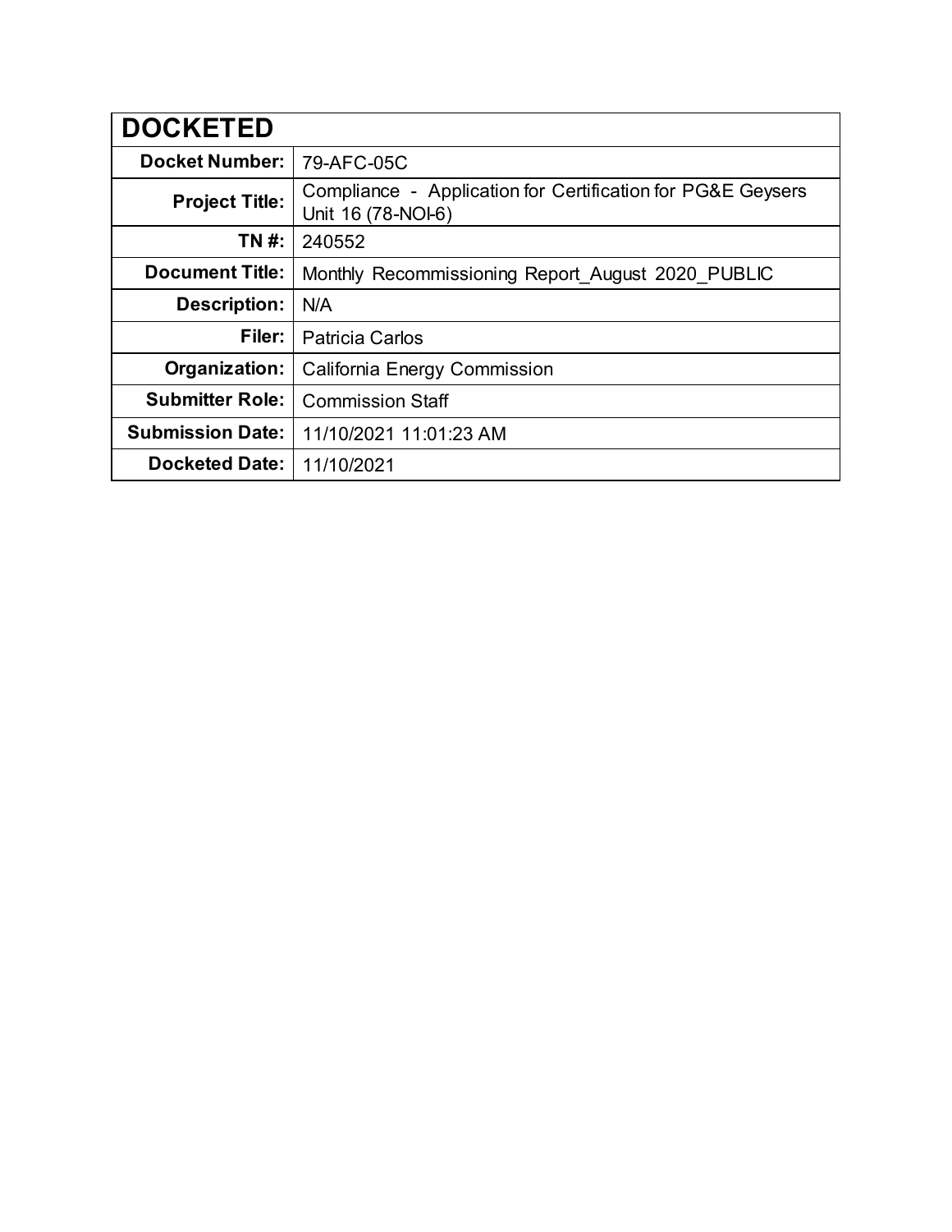| DOCKETED | |
|---|---|
| **Docket Number:** | 79-AFC-05C |
| **Project Title:** | Compliance - Application for Certification for PG&E Geysers Unit 16 (78-NOI-6) |
| **TN #:** | 240552 |
| **Document Title:** | Monthly Recommissioning Report_August 2020_PUBLIC |
| **Description:** | N/A |
| **Filer:** | Patricia Carlos |
| **Organization:** | California Energy Commission |
| **Submitter Role:** | Commission Staff |
| **Submission Date:** | 11/10/2021 11:01:23 AM |
| **Docketed Date:** | 11/10/2021 |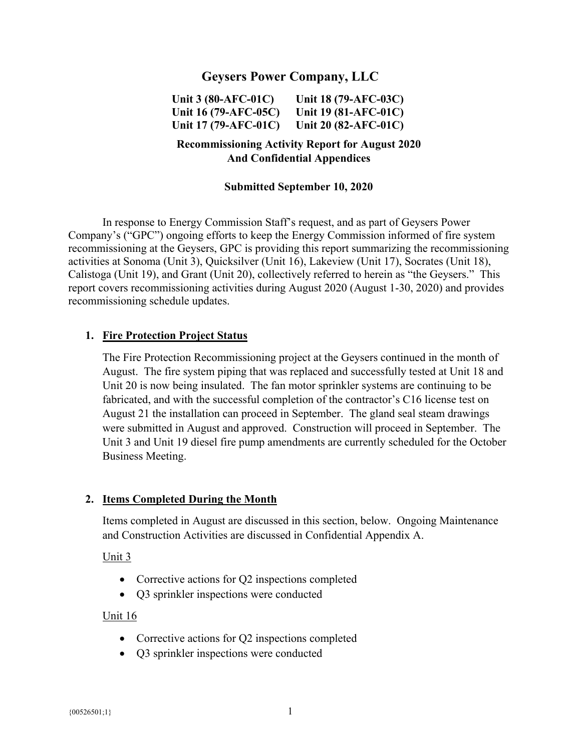# Geysers Power Company, LLC

**Unit 3 (80-AFC-01C)** **Unit 18 (79-AFC-03C)**
**Unit 16 (79-AFC-05C)** **Unit 19 (81-AFC-01C)**
**Unit 17 (79-AFC-01C)** **Unit 20 (82-AFC-01C)**

**Recommissioning Activity Report for August 2020**
**And Confidential Appendices**

**Submitted September 10, 2020**

In response to Energy Commission Staff's request, and as part of Geysers Power Company's ("GPC") ongoing efforts to keep the Energy Commission informed of fire system recommissioning at the Geysers, GPC is providing this report summarizing the recommissioning activities at Sonoma (Unit 3), Quicksilver (Unit 16), Lakeview (Unit 17), Socrates (Unit 18), Calistoga (Unit 19), and Grant (Unit 20), collectively referred to herein as "the Geysers." This report covers recommissioning activities during August 2020 (August 1-30, 2020) and provides recommissioning schedule updates.

## 1. Fire Protection Project Status

The Fire Protection Recommissioning project at the Geysers continued in the month of August. The fire system piping that was replaced and successfully tested at Unit 18 and Unit 20 is now being insulated. The fan motor sprinkler systems are continuing to be fabricated, and with the successful completion of the contractor's C16 license test on August 21 the installation can proceed in September. The gland seal steam drawings were submitted in August and approved. Construction will proceed in September. The Unit 3 and Unit 19 diesel fire pump amendments are currently scheduled for the October Business Meeting.

## 2. Items Completed During the Month

Items completed in August are discussed in this section, below. Ongoing Maintenance and Construction Activities are discussed in Confidential Appendix A.

Unit 3

- Corrective actions for Q2 inspections completed
- Q3 sprinkler inspections were conducted

Unit 16

- Corrective actions for Q2 inspections completed
- Q3 sprinkler inspections were conducted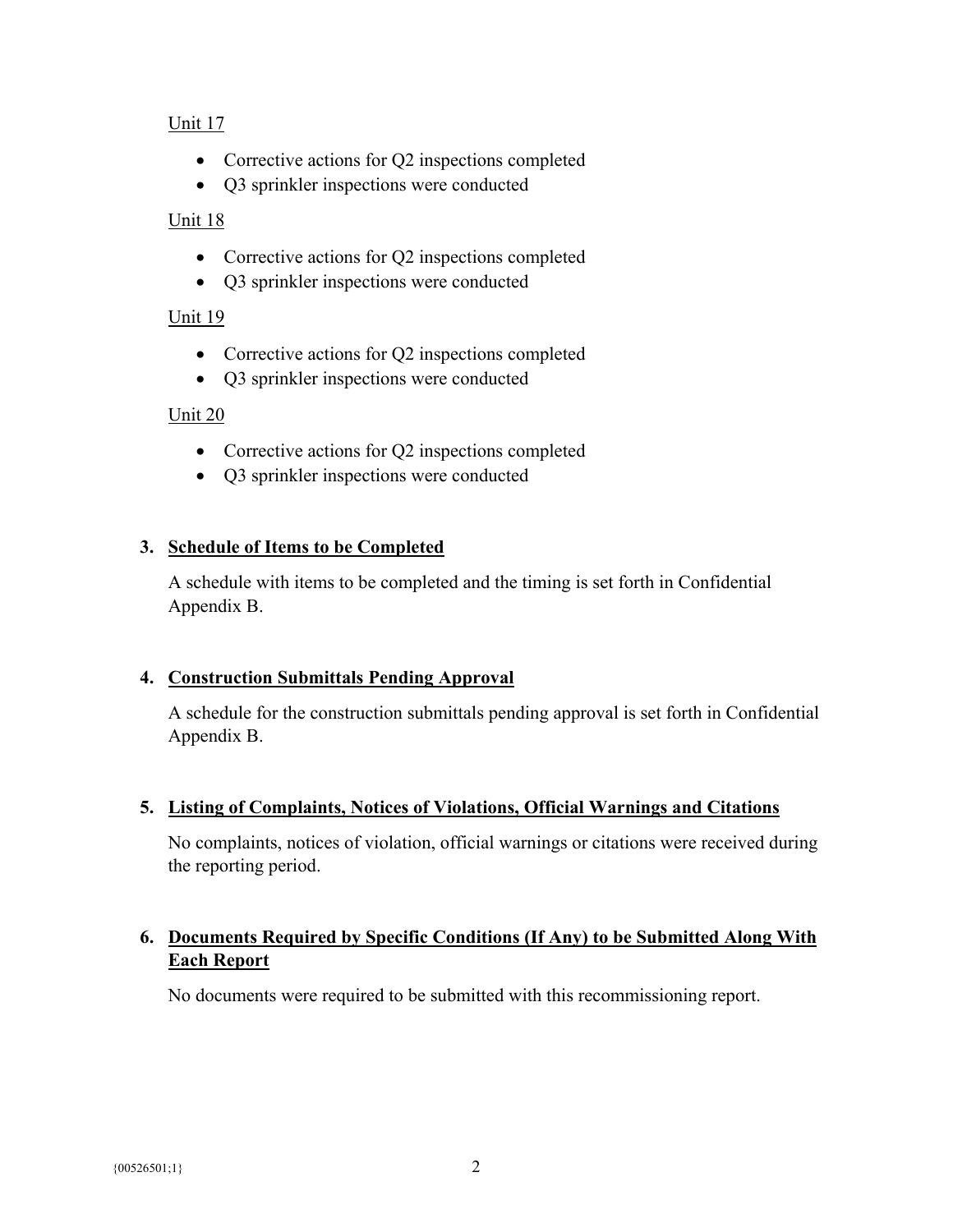Unit 17

- Corrective actions for Q2 inspections completed
- Q3 sprinkler inspections were conducted

Unit 18

- Corrective actions for Q2 inspections completed
- Q3 sprinkler inspections were conducted

Unit 19

- Corrective actions for Q2 inspections completed
- Q3 sprinkler inspections were conducted

Unit 20

- Corrective actions for Q2 inspections completed
- Q3 sprinkler inspections were conducted

## 3. Schedule of Items to be Completed

A schedule with items to be completed and the timing is set forth in Confidential Appendix B.

## 4. Construction Submittals Pending Approval

A schedule for the construction submittals pending approval is set forth in Confidential Appendix B.

## 5. Listing of Complaints, Notices of Violations, Official Warnings and Citations

No complaints, notices of violation, official warnings or citations were received during the reporting period.

## 6. Documents Required by Specific Conditions (If Any) to be Submitted Along With Each Report

No documents were required to be submitted with this recommissioning report.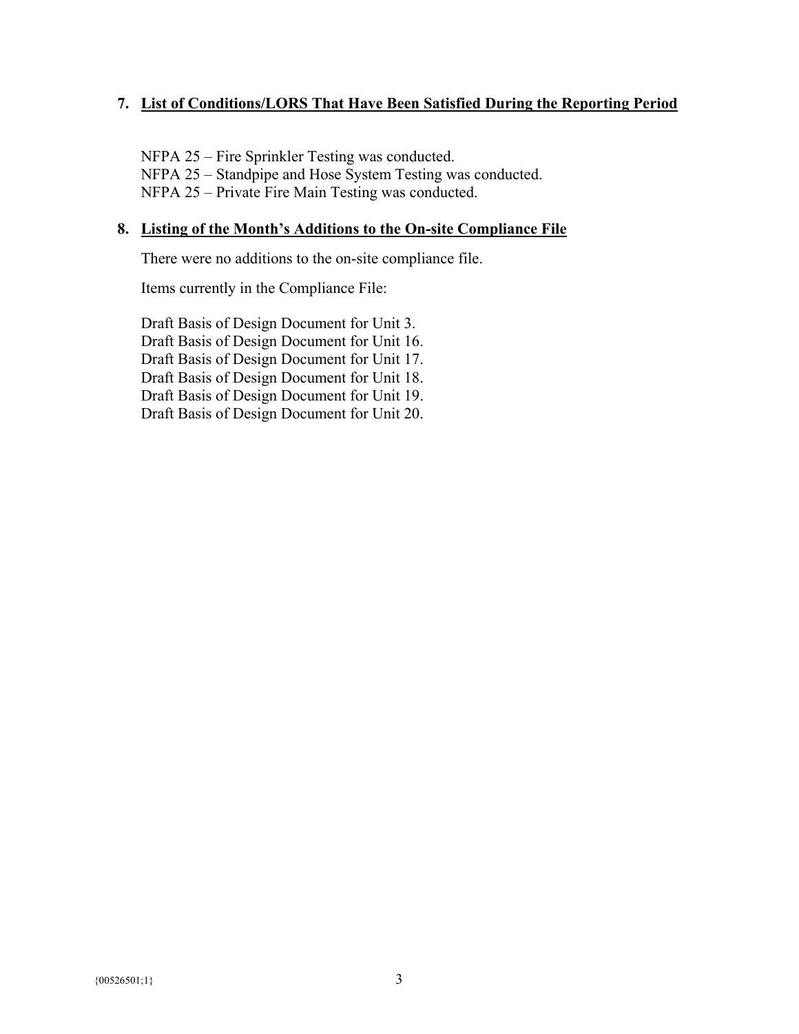## 7. List of Conditions/LORS That Have Been Satisfied During the Reporting Period

NFPA 25 – Fire Sprinkler Testing was conducted.
NFPA 25 – Standpipe and Hose System Testing was conducted.
NFPA 25 – Private Fire Main Testing was conducted.

## 8. Listing of the Month's Additions to the On-site Compliance File

There were no additions to the on-site compliance file.

Items currently in the Compliance File:

Draft Basis of Design Document for Unit 3.
Draft Basis of Design Document for Unit 16.
Draft Basis of Design Document for Unit 17.
Draft Basis of Design Document for Unit 18.
Draft Basis of Design Document for Unit 19.
Draft Basis of Design Document for Unit 20.

{00526501;1}